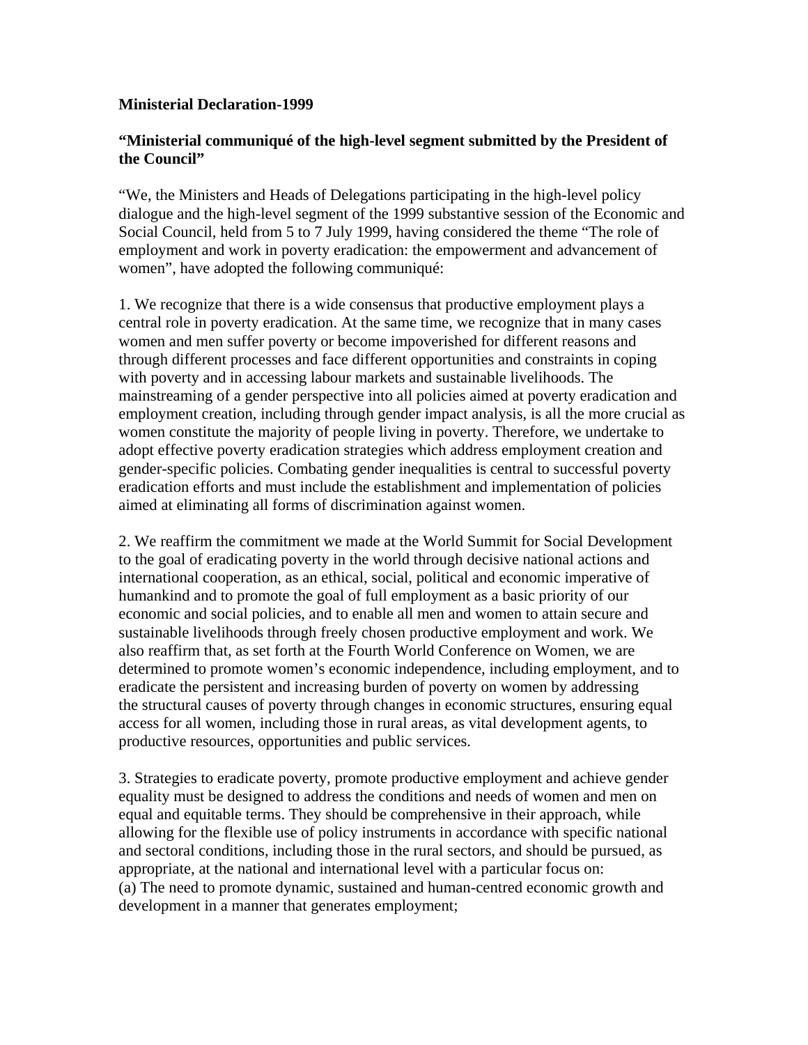**Ministerial Declaration-1999**

**"Ministerial communiqué of the high-level segment submitted by the President of the Council"**

"We, the Ministers and Heads of Delegations participating in the high-level policy dialogue and the high-level segment of the 1999 substantive session of the Economic and Social Council, held from 5 to 7 July 1999, having considered the theme "The role of employment and work in poverty eradication: the empowerment and advancement of women", have adopted the following communiqué:

1. We recognize that there is a wide consensus that productive employment plays a central role in poverty eradication. At the same time, we recognize that in many cases women and men suffer poverty or become impoverished for different reasons and through different processes and face different opportunities and constraints in coping with poverty and in accessing labour markets and sustainable livelihoods. The mainstreaming of a gender perspective into all policies aimed at poverty eradication and employment creation, including through gender impact analysis, is all the more crucial as women constitute the majority of people living in poverty. Therefore, we undertake to adopt effective poverty eradication strategies which address employment creation and gender-specific policies. Combating gender inequalities is central to successful poverty eradication efforts and must include the establishment and implementation of policies aimed at eliminating all forms of discrimination against women.

2. We reaffirm the commitment we made at the World Summit for Social Development to the goal of eradicating poverty in the world through decisive national actions and international cooperation, as an ethical, social, political and economic imperative of humankind and to promote the goal of full employment as a basic priority of our economic and social policies, and to enable all men and women to attain secure and sustainable livelihoods through freely chosen productive employment and work. We also reaffirm that, as set forth at the Fourth World Conference on Women, we are determined to promote women's economic independence, including employment, and to eradicate the persistent and increasing burden of poverty on women by addressing the structural causes of poverty through changes in economic structures, ensuring equal access for all women, including those in rural areas, as vital development agents, to productive resources, opportunities and public services.

3. Strategies to eradicate poverty, promote productive employment and achieve gender equality must be designed to address the conditions and needs of women and men on equal and equitable terms. They should be comprehensive in their approach, while allowing for the flexible use of policy instruments in accordance with specific national and sectoral conditions, including those in the rural sectors, and should be pursued, as appropriate, at the national and international level with a particular focus on:
(a) The need to promote dynamic, sustained and human-centred economic growth and development in a manner that generates employment;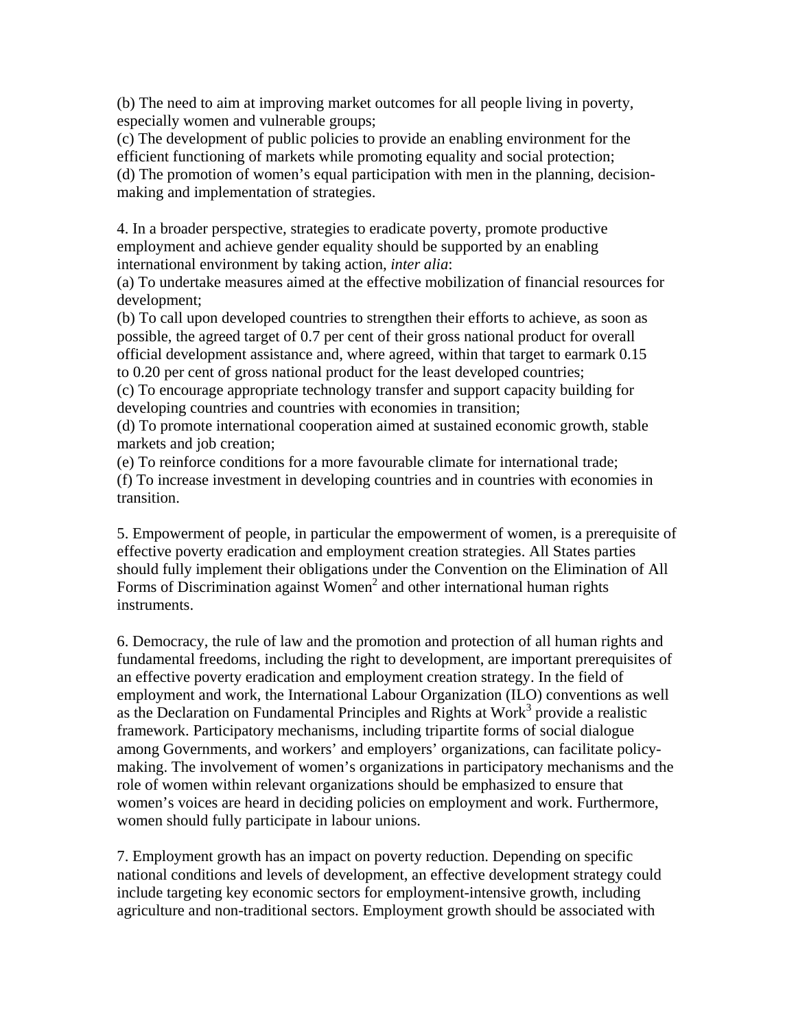(b) The need to aim at improving market outcomes for all people living in poverty, especially women and vulnerable groups;
(c) The development of public policies to provide an enabling environment for the efficient functioning of markets while promoting equality and social protection;
(d) The promotion of women's equal participation with men in the planning, decision-making and implementation of strategies.

4. In a broader perspective, strategies to eradicate poverty, promote productive employment and achieve gender equality should be supported by an enabling international environment by taking action, *inter alia*:
(a) To undertake measures aimed at the effective mobilization of financial resources for development;
(b) To call upon developed countries to strengthen their efforts to achieve, as soon as possible, the agreed target of 0.7 per cent of their gross national product for overall official development assistance and, where agreed, within that target to earmark 0.15 to 0.20 per cent of gross national product for the least developed countries;
(c) To encourage appropriate technology transfer and support capacity building for developing countries and countries with economies in transition;
(d) To promote international cooperation aimed at sustained economic growth, stable markets and job creation;
(e) To reinforce conditions for a more favourable climate for international trade;
(f) To increase investment in developing countries and in countries with economies in transition.

5. Empowerment of people, in particular the empowerment of women, is a prerequisite of effective poverty eradication and employment creation strategies. All States parties should fully implement their obligations under the Convention on the Elimination of All Forms of Discrimination against Women[2] and other international human rights instruments.

6. Democracy, the rule of law and the promotion and protection of all human rights and fundamental freedoms, including the right to development, are important prerequisites of an effective poverty eradication and employment creation strategy. In the field of employment and work, the International Labour Organization (ILO) conventions as well as the Declaration on Fundamental Principles and Rights at Work[3] provide a realistic framework. Participatory mechanisms, including tripartite forms of social dialogue among Governments, and workers' and employers' organizations, can facilitate policy-making. The involvement of women's organizations in participatory mechanisms and the role of women within relevant organizations should be emphasized to ensure that women's voices are heard in deciding policies on employment and work. Furthermore, women should fully participate in labour unions.

7. Employment growth has an impact on poverty reduction. Depending on specific national conditions and levels of development, an effective development strategy could include targeting key economic sectors for employment-intensive growth, including agriculture and non-traditional sectors. Employment growth should be associated with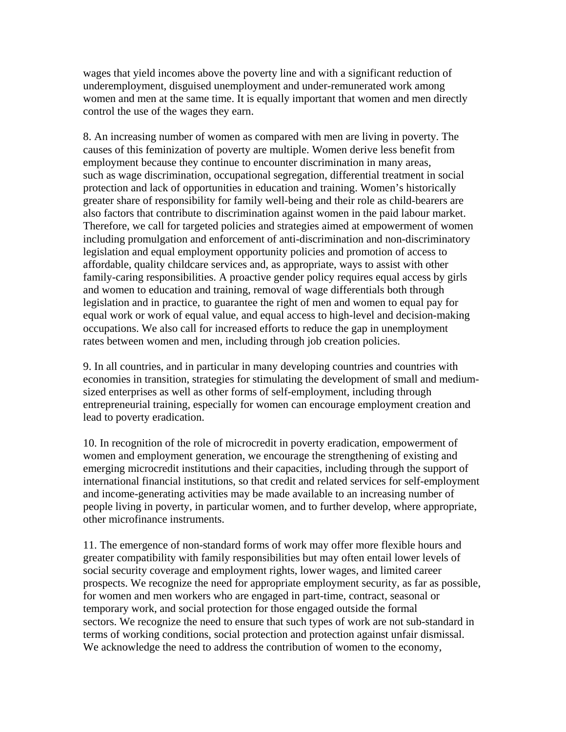wages that yield incomes above the poverty line and with a significant reduction of underemployment, disguised unemployment and under-remunerated work among women and men at the same time. It is equally important that women and men directly control the use of the wages they earn.

8. An increasing number of women as compared with men are living in poverty. The causes of this feminization of poverty are multiple. Women derive less benefit from employment because they continue to encounter discrimination in many areas, such as wage discrimination, occupational segregation, differential treatment in social protection and lack of opportunities in education and training. Women's historically greater share of responsibility for family well-being and their role as child-bearers are also factors that contribute to discrimination against women in the paid labour market. Therefore, we call for targeted policies and strategies aimed at empowerment of women including promulgation and enforcement of anti-discrimination and non-discriminatory legislation and equal employment opportunity policies and promotion of access to affordable, quality childcare services and, as appropriate, ways to assist with other family-caring responsibilities. A proactive gender policy requires equal access by girls and women to education and training, removal of wage differentials both through legislation and in practice, to guarantee the right of men and women to equal pay for equal work or work of equal value, and equal access to high-level and decision-making occupations. We also call for increased efforts to reduce the gap in unemployment rates between women and men, including through job creation policies.

9. In all countries, and in particular in many developing countries and countries with economies in transition, strategies for stimulating the development of small and medium-sized enterprises as well as other forms of self-employment, including through entrepreneurial training, especially for women can encourage employment creation and lead to poverty eradication.

10. In recognition of the role of microcredit in poverty eradication, empowerment of women and employment generation, we encourage the strengthening of existing and emerging microcredit institutions and their capacities, including through the support of international financial institutions, so that credit and related services for self-employment and income-generating activities may be made available to an increasing number of people living in poverty, in particular women, and to further develop, where appropriate, other microfinance instruments.

11. The emergence of non-standard forms of work may offer more flexible hours and greater compatibility with family responsibilities but may often entail lower levels of social security coverage and employment rights, lower wages, and limited career prospects. We recognize the need for appropriate employment security, as far as possible, for women and men workers who are engaged in part-time, contract, seasonal or temporary work, and social protection for those engaged outside the formal sectors. We recognize the need to ensure that such types of work are not sub-standard in terms of working conditions, social protection and protection against unfair dismissal. We acknowledge the need to address the contribution of women to the economy,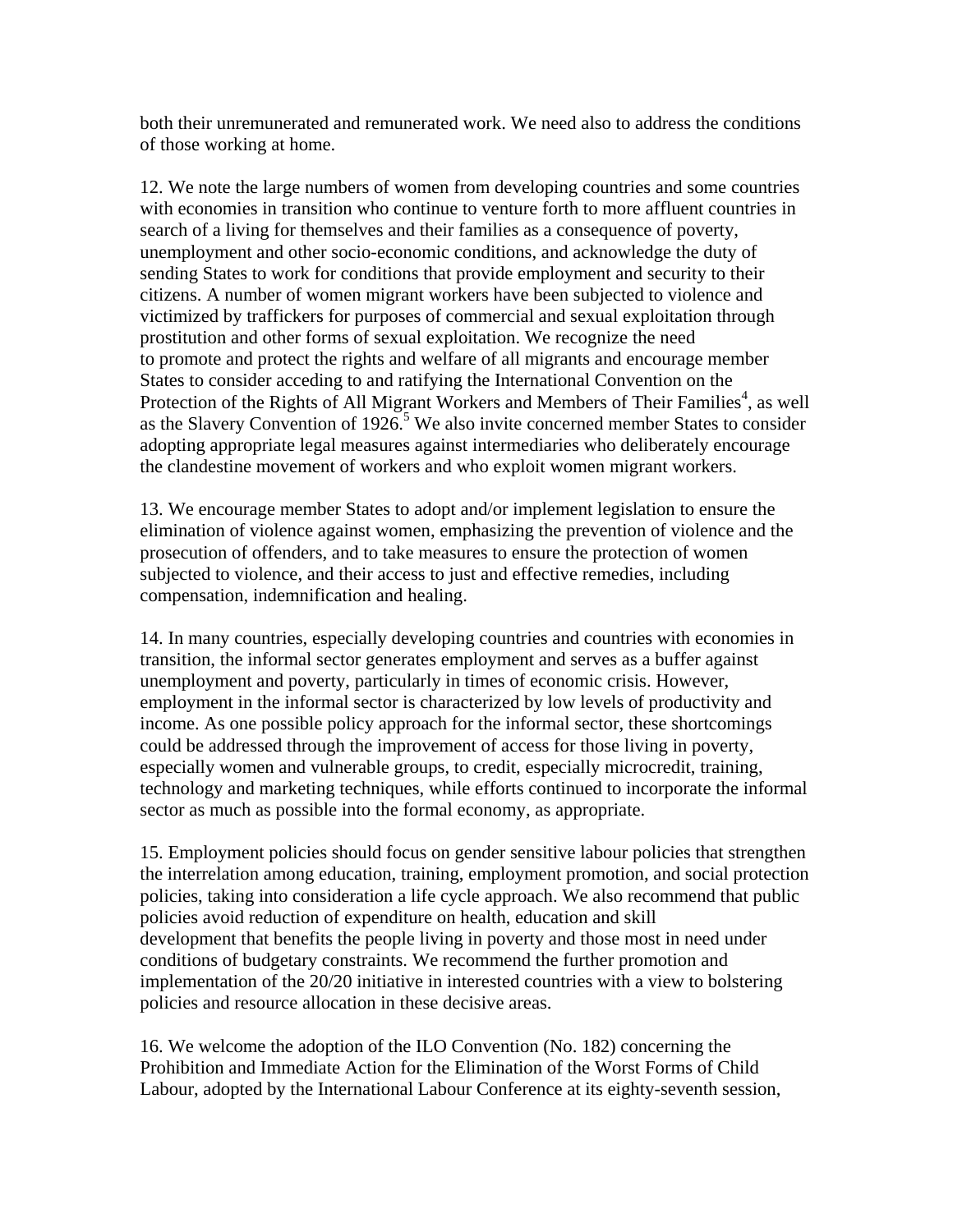both their unremunerated and remunerated work. We need also to address the conditions of those working at home.

12. We note the large numbers of women from developing countries and some countries with economies in transition who continue to venture forth to more affluent countries in search of a living for themselves and their families as a consequence of poverty, unemployment and other socio-economic conditions, and acknowledge the duty of sending States to work for conditions that provide employment and security to their citizens. A number of women migrant workers have been subjected to violence and victimized by traffickers for purposes of commercial and sexual exploitation through prostitution and other forms of sexual exploitation. We recognize the need to promote and protect the rights and welfare of all migrants and encourage member States to consider acceding to and ratifying the International Convention on the Protection of the Rights of All Migrant Workers and Members of Their Families[4], as well as the Slavery Convention of 1926.[5] We also invite concerned member States to consider adopting appropriate legal measures against intermediaries who deliberately encourage the clandestine movement of workers and who exploit women migrant workers.

13. We encourage member States to adopt and/or implement legislation to ensure the elimination of violence against women, emphasizing the prevention of violence and the prosecution of offenders, and to take measures to ensure the protection of women subjected to violence, and their access to just and effective remedies, including compensation, indemnification and healing.

14. In many countries, especially developing countries and countries with economies in transition, the informal sector generates employment and serves as a buffer against unemployment and poverty, particularly in times of economic crisis. However, employment in the informal sector is characterized by low levels of productivity and income. As one possible policy approach for the informal sector, these shortcomings could be addressed through the improvement of access for those living in poverty, especially women and vulnerable groups, to credit, especially microcredit, training, technology and marketing techniques, while efforts continued to incorporate the informal sector as much as possible into the formal economy, as appropriate.

15. Employment policies should focus on gender sensitive labour policies that strengthen the interrelation among education, training, employment promotion, and social protection policies, taking into consideration a life cycle approach. We also recommend that public policies avoid reduction of expenditure on health, education and skill development that benefits the people living in poverty and those most in need under conditions of budgetary constraints. We recommend the further promotion and implementation of the 20/20 initiative in interested countries with a view to bolstering policies and resource allocation in these decisive areas.

16. We welcome the adoption of the ILO Convention (No. 182) concerning the Prohibition and Immediate Action for the Elimination of the Worst Forms of Child Labour, adopted by the International Labour Conference at its eighty-seventh session,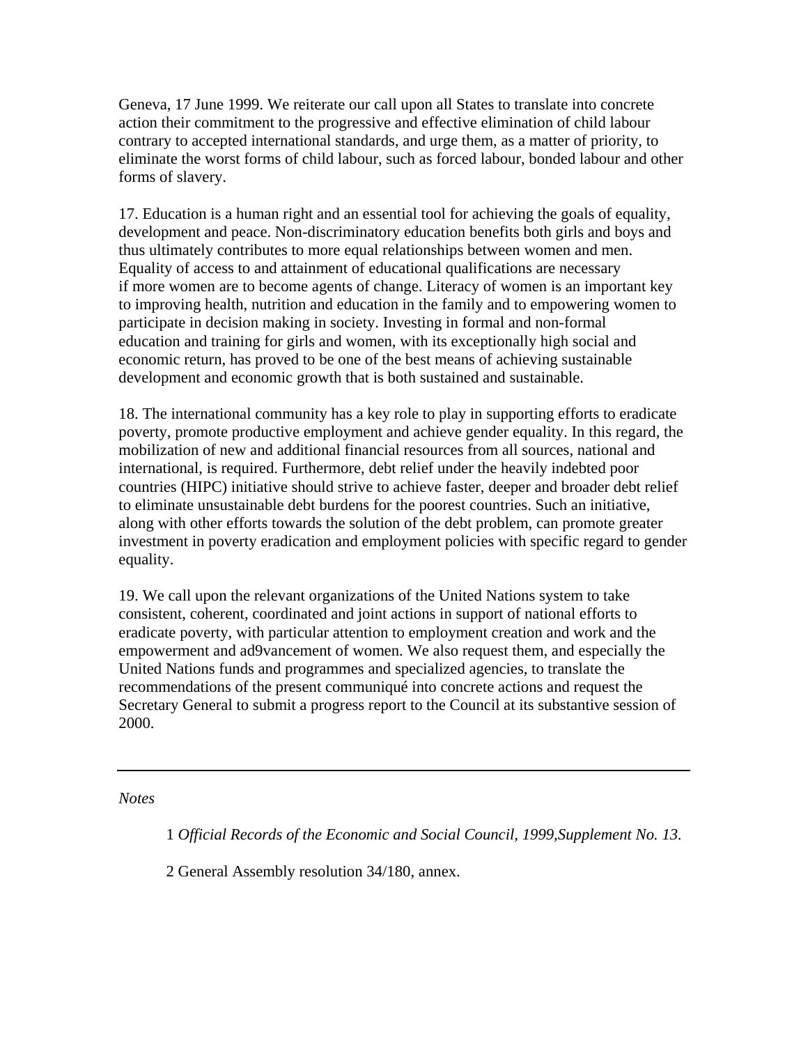Geneva, 17 June 1999. We reiterate our call upon all States to translate into concrete action their commitment to the progressive and effective elimination of child labour contrary to accepted international standards, and urge them, as a matter of priority, to eliminate the worst forms of child labour, such as forced labour, bonded labour and other forms of slavery.

17. Education is a human right and an essential tool for achieving the goals of equality, development and peace. Non-discriminatory education benefits both girls and boys and thus ultimately contributes to more equal relationships between women and men. Equality of access to and attainment of educational qualifications are necessary if more women are to become agents of change. Literacy of women is an important key to improving health, nutrition and education in the family and to empowering women to participate in decision making in society. Investing in formal and non-formal education and training for girls and women, with its exceptionally high social and economic return, has proved to be one of the best means of achieving sustainable development and economic growth that is both sustained and sustainable.

18. The international community has a key role to play in supporting efforts to eradicate poverty, promote productive employment and achieve gender equality. In this regard, the mobilization of new and additional financial resources from all sources, national and international, is required. Furthermore, debt relief under the heavily indebted poor countries (HIPC) initiative should strive to achieve faster, deeper and broader debt relief to eliminate unsustainable debt burdens for the poorest countries. Such an initiative, along with other efforts towards the solution of the debt problem, can promote greater investment in poverty eradication and employment policies with specific regard to gender equality.

19. We call upon the relevant organizations of the United Nations system to take consistent, coherent, coordinated and joint actions in support of national efforts to eradicate poverty, with particular attention to employment creation and work and the empowerment and ad9vancement of women. We also request them, and especially the United Nations funds and programmes and specialized agencies, to translate the recommendations of the present communiqué into concrete actions and request the Secretary General to submit a progress report to the Council at its substantive session of 2000.

---

*Notes*

1 *Official Records of the Economic and Social Council, 1999,Supplement No. 13.*

2 General Assembly resolution 34/180, annex.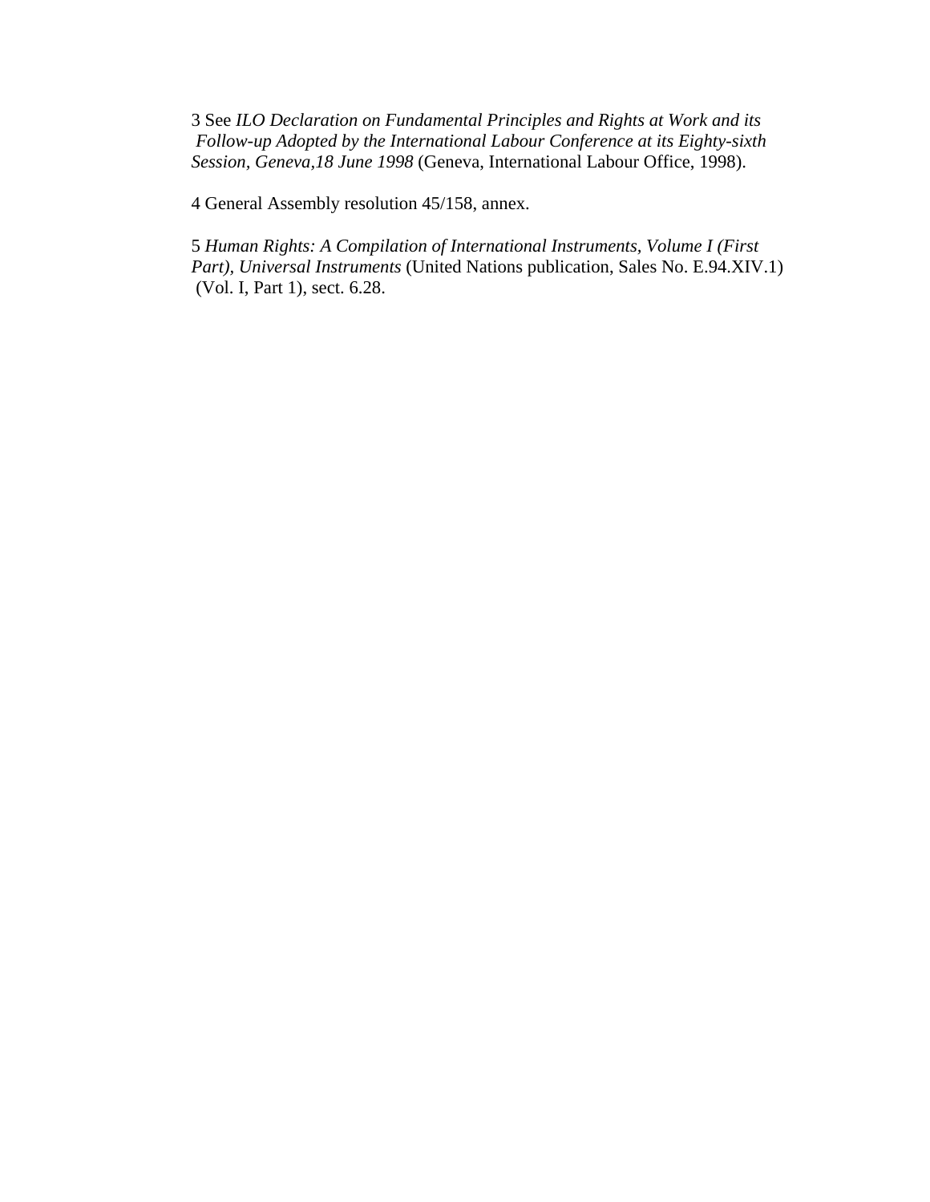3 See *ILO Declaration on Fundamental Principles and Rights at Work and its Follow-up Adopted by the International Labour Conference at its Eighty-sixth Session, Geneva,18 June 1998* (Geneva, International Labour Office, 1998).

4 General Assembly resolution 45/158, annex.

5 *Human Rights: A Compilation of International Instruments, Volume I (First Part), Universal Instruments* (United Nations publication, Sales No. E.94.XIV.1) (Vol. I, Part 1), sect. 6.28.